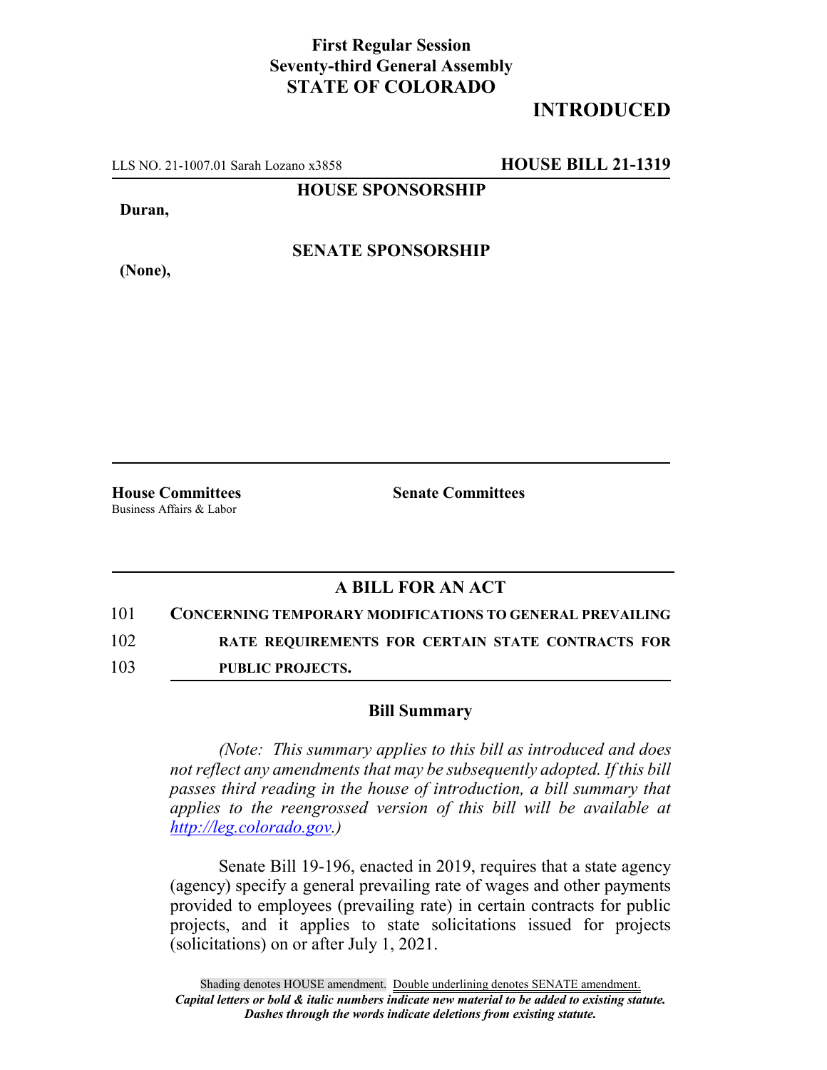**First Regular Session**
**Seventy-third General Assembly**
**STATE OF COLORADO**

## INTRODUCED

LLS NO. 21-1007.01 Sarah Lozano x3858 **HOUSE BILL 21-1319**

**HOUSE SPONSORSHIP**

**Duran,**

**SENATE SPONSORSHIP**

**(None),**

**House Committees**
Business Affairs & Labor

**Senate Committees**

## A BILL FOR AN ACT

101 **CONCERNING TEMPORARY MODIFICATIONS TO GENERAL PREVAILING**
102 **RATE REQUIREMENTS FOR CERTAIN STATE CONTRACTS FOR**
103 **PUBLIC PROJECTS.**

### Bill Summary

*(Note: This summary applies to this bill as introduced and does not reflect any amendments that may be subsequently adopted. If this bill passes third reading in the house of introduction, a bill summary that applies to the reengrossed version of this bill will be available at http://leg.colorado.gov.)*

Senate Bill 19-196, enacted in 2019, requires that a state agency (agency) specify a general prevailing rate of wages and other payments provided to employees (prevailing rate) in certain contracts for public projects, and it applies to state solicitations issued for projects (solicitations) on or after July 1, 2021.

Shading denotes HOUSE amendment. Double underlining denotes SENATE amendment.
*Capital letters or bold & italic numbers indicate new material to be added to existing statute.*
*Dashes through the words indicate deletions from existing statute.*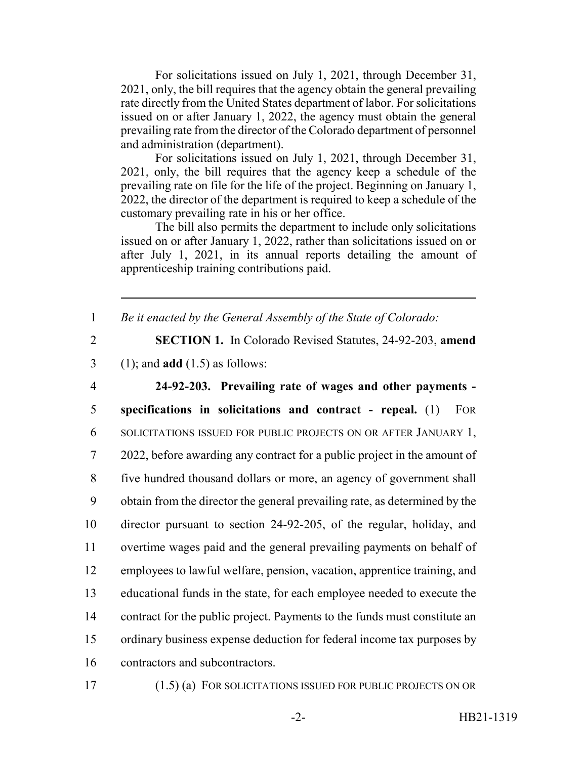For solicitations issued on July 1, 2021, through December 31, 2021, only, the bill requires that the agency obtain the general prevailing rate directly from the United States department of labor. For solicitations issued on or after January 1, 2022, the agency must obtain the general prevailing rate from the director of the Colorado department of personnel and administration (department).

For solicitations issued on July 1, 2021, through December 31, 2021, only, the bill requires that the agency keep a schedule of the prevailing rate on file for the life of the project. Beginning on January 1, 2022, the director of the department is required to keep a schedule of the customary prevailing rate in his or her office.

The bill also permits the department to include only solicitations issued on or after January 1, 2022, rather than solicitations issued on or after July 1, 2021, in its annual reports detailing the amount of apprenticeship training contributions paid.

---

1 *Be it enacted by the General Assembly of the State of Colorado:*

2 **SECTION 1.** In Colorado Revised Statutes, 24-92-203, **amend**
3 (1); and **add** (1.5) as follows:

4 **24-92-203. Prevailing rate of wages and other payments -**
5 **specifications in solicitations and contract - repeal.** (1) FOR
6 SOLICITATIONS ISSUED FOR PUBLIC PROJECTS ON OR AFTER JANUARY 1,
7 2022, before awarding any contract for a public project in the amount of
8 five hundred thousand dollars or more, an agency of government shall
9 obtain from the director the general prevailing rate, as determined by the
10 director pursuant to section 24-92-205, of the regular, holiday, and
11 overtime wages paid and the general prevailing payments on behalf of
12 employees to lawful welfare, pension, vacation, apprentice training, and
13 educational funds in the state, for each employee needed to execute the
14 contract for the public project. Payments to the funds must constitute an
15 ordinary business expense deduction for federal income tax purposes by
16 contractors and subcontractors.

17 (1.5) (a) FOR SOLICITATIONS ISSUED FOR PUBLIC PROJECTS ON OR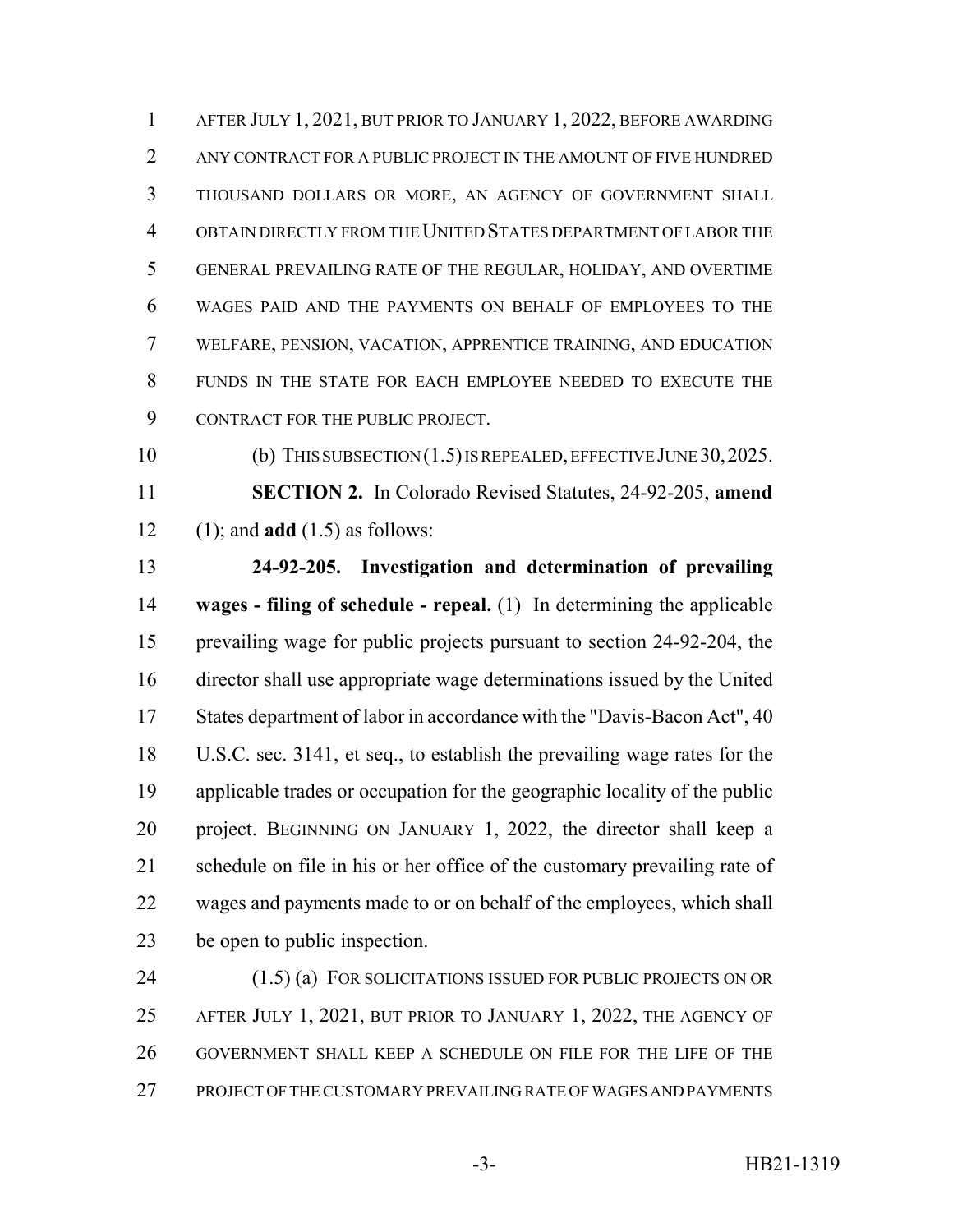AFTER JULY 1, 2021, BUT PRIOR TO JANUARY 1, 2022, BEFORE AWARDING ANY CONTRACT FOR A PUBLIC PROJECT IN THE AMOUNT OF FIVE HUNDRED THOUSAND DOLLARS OR MORE, AN AGENCY OF GOVERNMENT SHALL OBTAIN DIRECTLY FROM THE UNITED STATES DEPARTMENT OF LABOR THE GENERAL PREVAILING RATE OF THE REGULAR, HOLIDAY, AND OVERTIME WAGES PAID AND THE PAYMENTS ON BEHALF OF EMPLOYEES TO THE WELFARE, PENSION, VACATION, APPRENTICE TRAINING, AND EDUCATION FUNDS IN THE STATE FOR EACH EMPLOYEE NEEDED TO EXECUTE THE CONTRACT FOR THE PUBLIC PROJECT.

(b) THIS SUBSECTION (1.5) IS REPEALED, EFFECTIVE JUNE 30, 2025.

**SECTION 2.** In Colorado Revised Statutes, 24-92-205, **amend** (1); and **add** (1.5) as follows:

**24-92-205. Investigation and determination of prevailing wages - filing of schedule - repeal.** (1) In determining the applicable prevailing wage for public projects pursuant to section 24-92-204, the director shall use appropriate wage determinations issued by the United States department of labor in accordance with the "Davis-Bacon Act", 40 U.S.C. sec. 3141, et seq., to establish the prevailing wage rates for the applicable trades or occupation for the geographic locality of the public project. BEGINNING ON JANUARY 1, 2022, the director shall keep a schedule on file in his or her office of the customary prevailing rate of wages and payments made to or on behalf of the employees, which shall be open to public inspection.

(1.5) (a) FOR SOLICITATIONS ISSUED FOR PUBLIC PROJECTS ON OR AFTER JULY 1, 2021, BUT PRIOR TO JANUARY 1, 2022, THE AGENCY OF GOVERNMENT SHALL KEEP A SCHEDULE ON FILE FOR THE LIFE OF THE PROJECT OF THE CUSTOMARY PREVAILING RATE OF WAGES AND PAYMENTS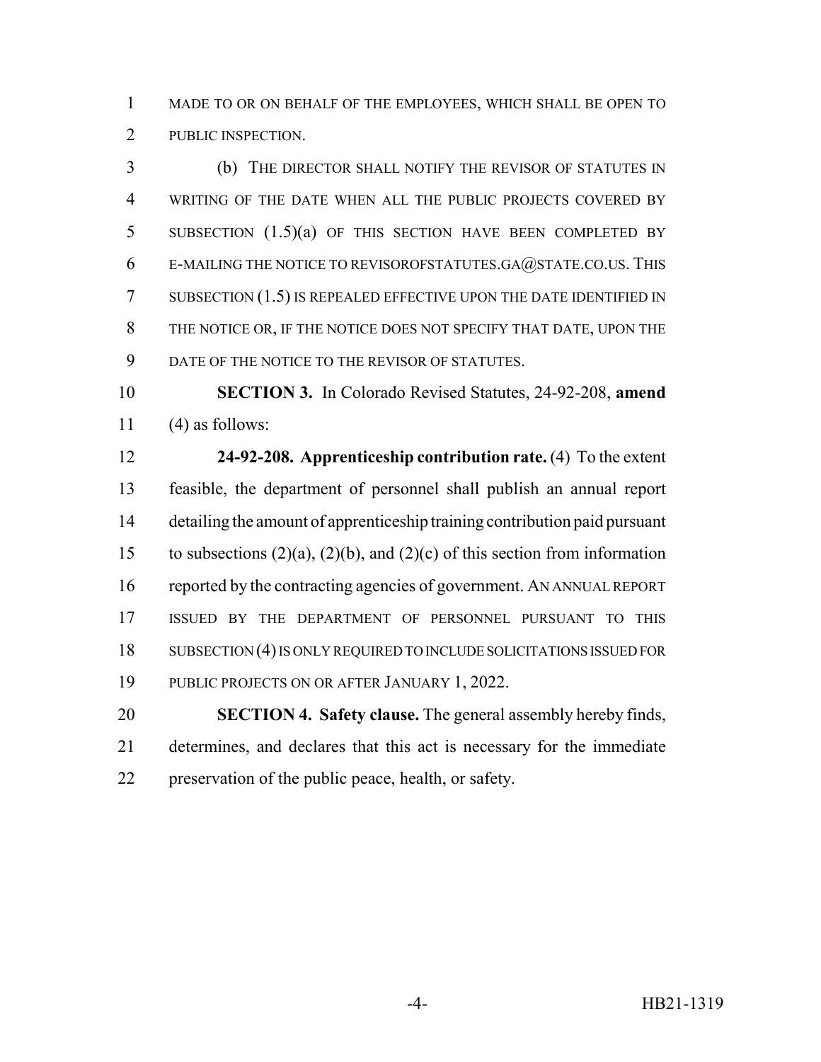MADE TO OR ON BEHALF OF THE EMPLOYEES, WHICH SHALL BE OPEN TO PUBLIC INSPECTION.

(b) THE DIRECTOR SHALL NOTIFY THE REVISOR OF STATUTES IN WRITING OF THE DATE WHEN ALL THE PUBLIC PROJECTS COVERED BY SUBSECTION (1.5)(a) OF THIS SECTION HAVE BEEN COMPLETED BY E-MAILING THE NOTICE TO REVISOROFSTATUTES.GA@STATE.CO.US. THIS SUBSECTION (1.5) IS REPEALED EFFECTIVE UPON THE DATE IDENTIFIED IN THE NOTICE OR, IF THE NOTICE DOES NOT SPECIFY THAT DATE, UPON THE DATE OF THE NOTICE TO THE REVISOR OF STATUTES.

**SECTION 3.** In Colorado Revised Statutes, 24-92-208, **amend** (4) as follows:

**24-92-208. Apprenticeship contribution rate.** (4) To the extent feasible, the department of personnel shall publish an annual report detailing the amount of apprenticeship training contribution paid pursuant to subsections (2)(a), (2)(b), and (2)(c) of this section from information reported by the contracting agencies of government. AN ANNUAL REPORT ISSUED BY THE DEPARTMENT OF PERSONNEL PURSUANT TO THIS SUBSECTION (4) IS ONLY REQUIRED TO INCLUDE SOLICITATIONS ISSUED FOR PUBLIC PROJECTS ON OR AFTER JANUARY 1, 2022.

**SECTION 4. Safety clause.** The general assembly hereby finds, determines, and declares that this act is necessary for the immediate preservation of the public peace, health, or safety.